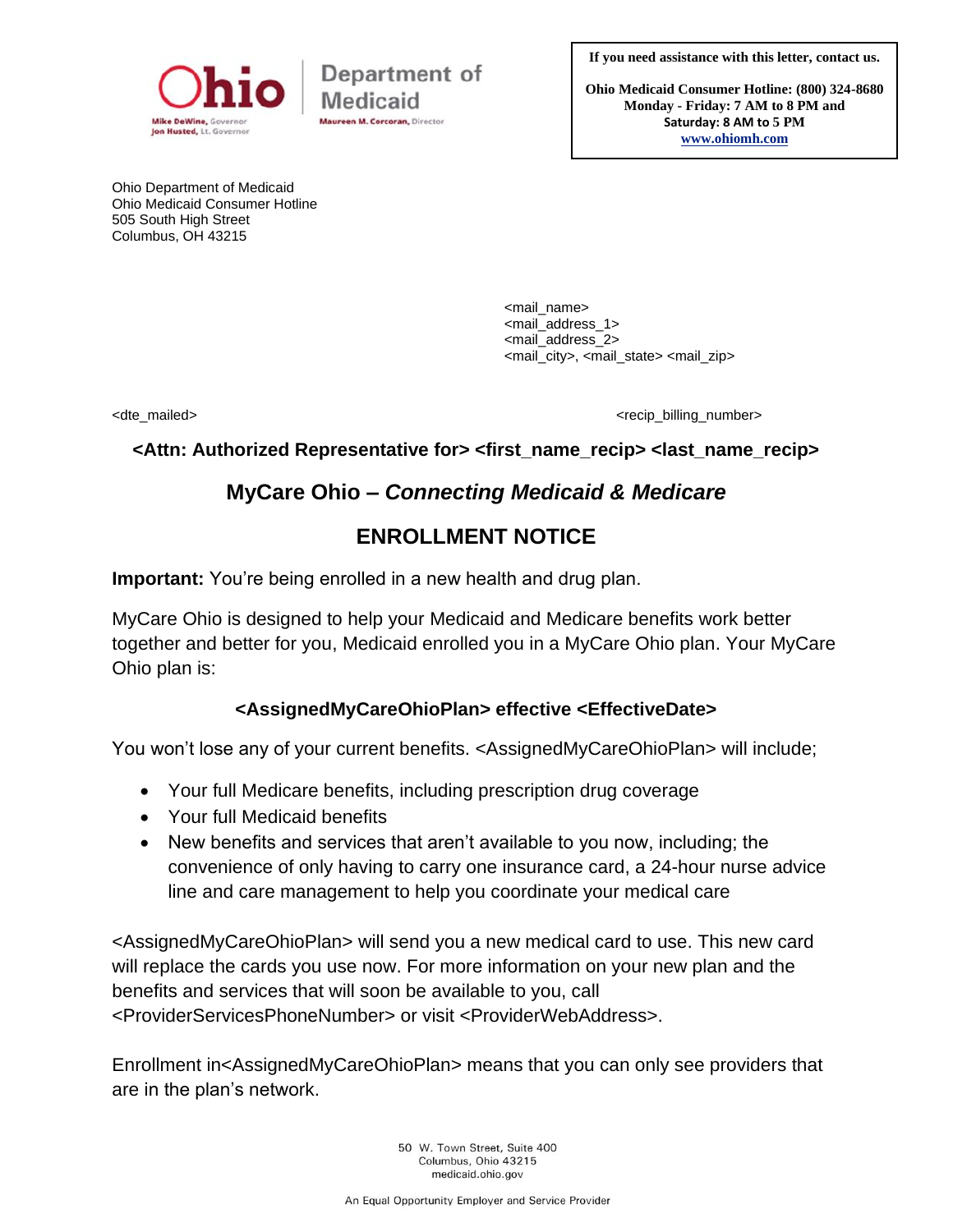Ohio Department of Medicaid

Mike DeWine, Governor
Jon Husted, Lt. Governor

Maureen M. Corcoran, Director

**If you need assistance with this letter, contact us.**

**Ohio Medicaid Consumer Hotline: (800) 324-8680**
**Monday - Friday: 7 AM to 8 PM and**
**Saturday: 8 AM to 5 PM**
**www.ohiomh.com**

Ohio Department of Medicaid
Ohio Medicaid Consumer Hotline
505 South High Street
Columbus, OH 43215

<mail_name>
<mail_address_1>
<mail_address_2>
<mail_city>, <mail_state> <mail_zip>

<dte_mailed>

<recip_billing_number>

**<Attn: Authorized Representative for> <first_name_recip> <last_name_recip>**

## MyCare Ohio – *Connecting Medicaid & Medicare*

## ENROLLMENT NOTICE

**Important:** You're being enrolled in a new health and drug plan.

MyCare Ohio is designed to help your Medicaid and Medicare benefits work better together and better for you, Medicaid enrolled you in a MyCare Ohio plan. Your MyCare Ohio plan is:

**<AssignedMyCareOhioPlan> effective <EffectiveDate>**

You won't lose any of your current benefits. <AssignedMyCareOhioPlan> will include;

- Your full Medicare benefits, including prescription drug coverage
- Your full Medicaid benefits
- New benefits and services that aren't available to you now, including; the convenience of only having to carry one insurance card, a 24-hour nurse advice line and care management to help you coordinate your medical care

<AssignedMyCareOhioPlan> will send you a new medical card to use. This new card will replace the cards you use now. For more information on your new plan and the benefits and services that will soon be available to you, call <ProviderServicesPhoneNumber> or visit <ProviderWebAddress>.

Enrollment in<AssignedMyCareOhioPlan> means that you can only see providers that are in the plan's network.

50 W. Town Street, Suite 400
Columbus, Ohio 43215
medicaid.ohio.gov

An Equal Opportunity Employer and Service Provider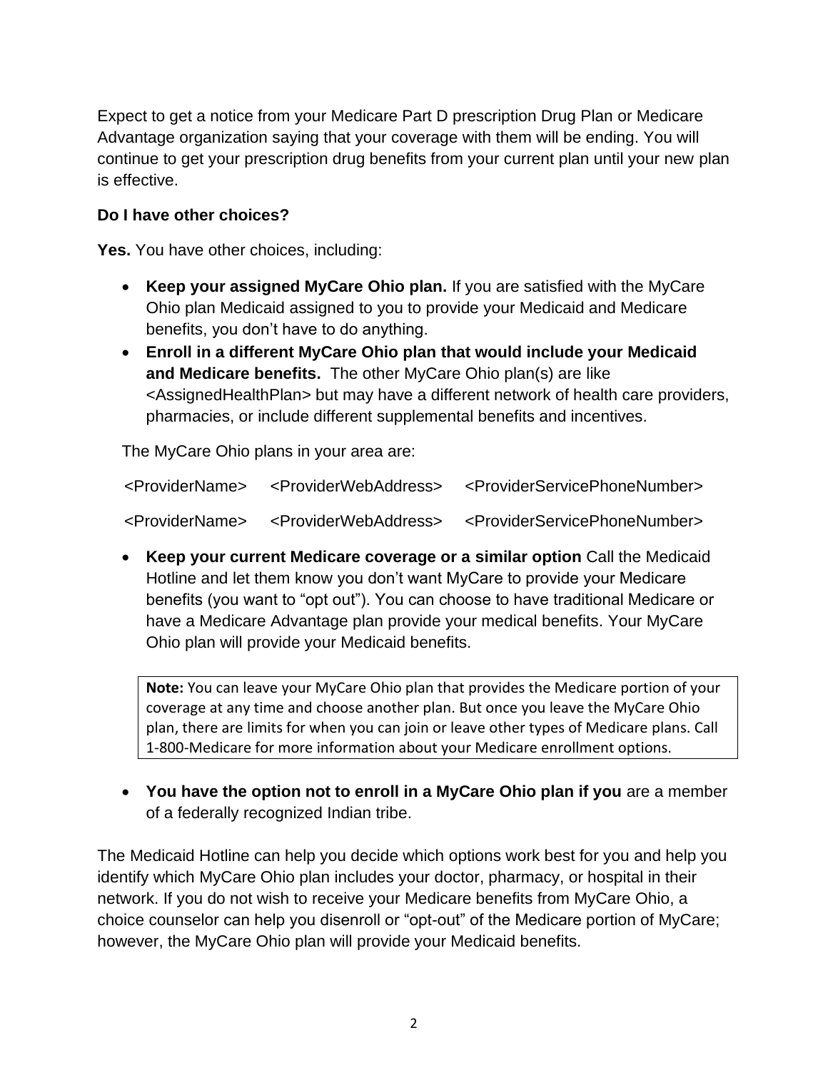Expect to get a notice from your Medicare Part D prescription Drug Plan or Medicare Advantage organization saying that your coverage with them will be ending. You will continue to get your prescription drug benefits from your current plan until your new plan is effective.

**Do I have other choices?**

**Yes.** You have other choices, including:

- **Keep your assigned MyCare Ohio plan.** If you are satisfied with the MyCare Ohio plan Medicaid assigned to you to provide your Medicaid and Medicare benefits, you don't have to do anything.
- **Enroll in a different MyCare Ohio plan that would include your Medicaid and Medicare benefits.** The other MyCare Ohio plan(s) are like <AssignedHealthPlan> but may have a different network of health care providers, pharmacies, or include different supplemental benefits and incentives.

The MyCare Ohio plans in your area are:

<ProviderName> <ProviderWebAddress> <ProviderServicePhoneNumber>

<ProviderName> <ProviderWebAddress> <ProviderServicePhoneNumber>

- **Keep your current Medicare coverage or a similar option** Call the Medicaid Hotline and let them know you don't want MyCare to provide your Medicare benefits (you want to "opt out"). You can choose to have traditional Medicare or have a Medicare Advantage plan provide your medical benefits. Your MyCare Ohio plan will provide your Medicaid benefits.

> **Note:** You can leave your MyCare Ohio plan that provides the Medicare portion of your coverage at any time and choose another plan. But once you leave the MyCare Ohio plan, there are limits for when you can join or leave other types of Medicare plans. Call 1-800-Medicare for more information about your Medicare enrollment options.

- **You have the option not to enroll in a MyCare Ohio plan if you** are a member of a federally recognized Indian tribe.

The Medicaid Hotline can help you decide which options work best for you and help you identify which MyCare Ohio plan includes your doctor, pharmacy, or hospital in their network. If you do not wish to receive your Medicare benefits from MyCare Ohio, a choice counselor can help you disenroll or "opt-out" of the Medicare portion of MyCare; however, the MyCare Ohio plan will provide your Medicaid benefits.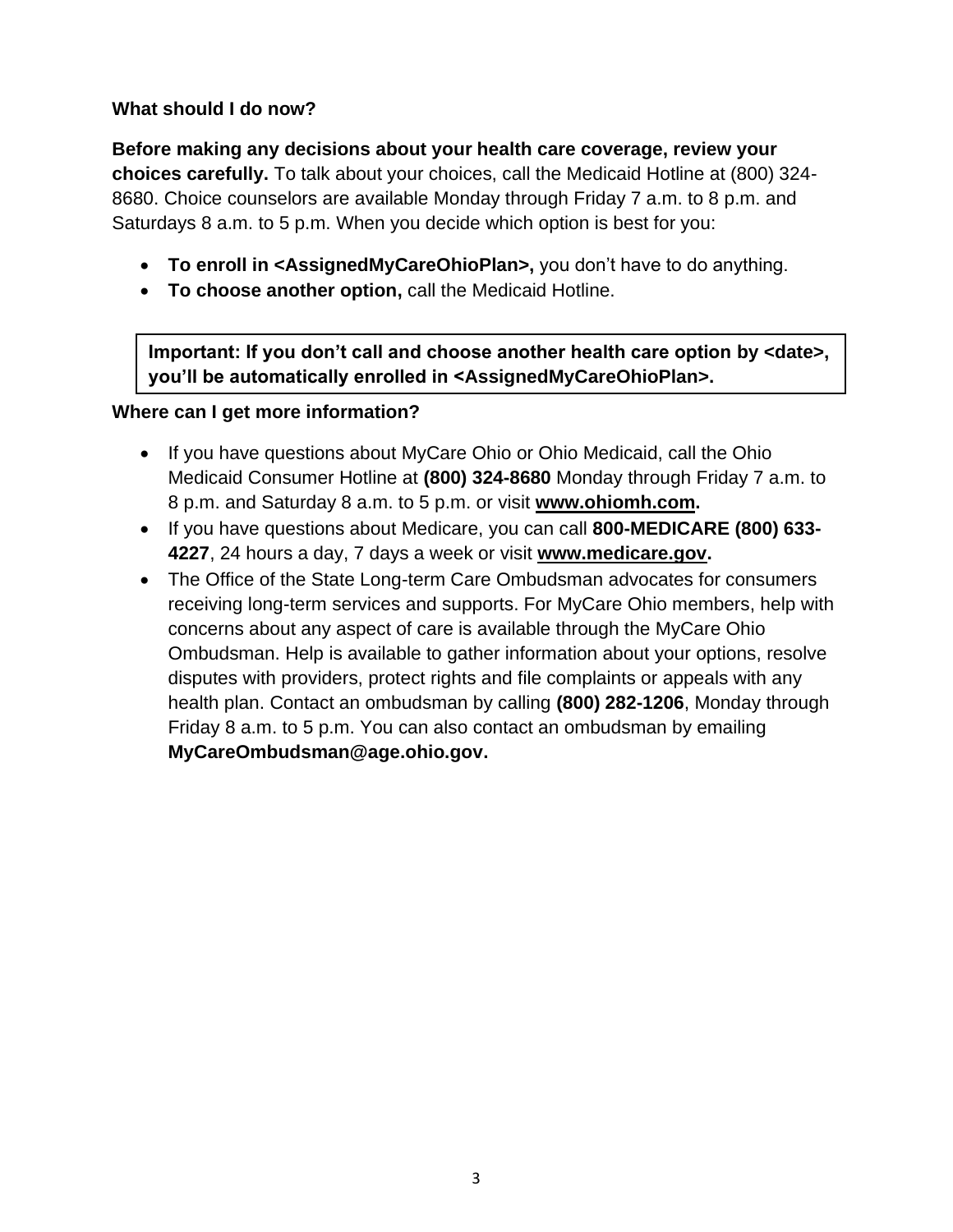**What should I do now?**

**Before making any decisions about your health care coverage, review your choices carefully.** To talk about your choices, call the Medicaid Hotline at (800) 324-8680. Choice counselors are available Monday through Friday 7 a.m. to 8 p.m. and Saturdays 8 a.m. to 5 p.m. When you decide which option is best for you:

- **To enroll in <AssignedMyCareOhioPlan>,** you don't have to do anything.
- **To choose another option,** call the Medicaid Hotline.

**Important: If you don't call and choose another health care option by <date>, you'll be automatically enrolled in <AssignedMyCareOhioPlan>.**

**Where can I get more information?**

- If you have questions about MyCare Ohio or Ohio Medicaid, call the Ohio Medicaid Consumer Hotline at **(800) 324-8680** Monday through Friday 7 a.m. to 8 p.m. and Saturday 8 a.m. to 5 p.m. or visit **www.ohiomh.com.**
- If you have questions about Medicare, you can call **800-MEDICARE (800) 633-4227**, 24 hours a day, 7 days a week or visit **www.medicare.gov.**
- The Office of the State Long-term Care Ombudsman advocates for consumers receiving long-term services and supports. For MyCare Ohio members, help with concerns about any aspect of care is available through the MyCare Ohio Ombudsman. Help is available to gather information about your options, resolve disputes with providers, protect rights and file complaints or appeals with any health plan. Contact an ombudsman by calling **(800) 282-1206**, Monday through Friday 8 a.m. to 5 p.m. You can also contact an ombudsman by emailing **MyCareOmbudsman@age.ohio.gov.**